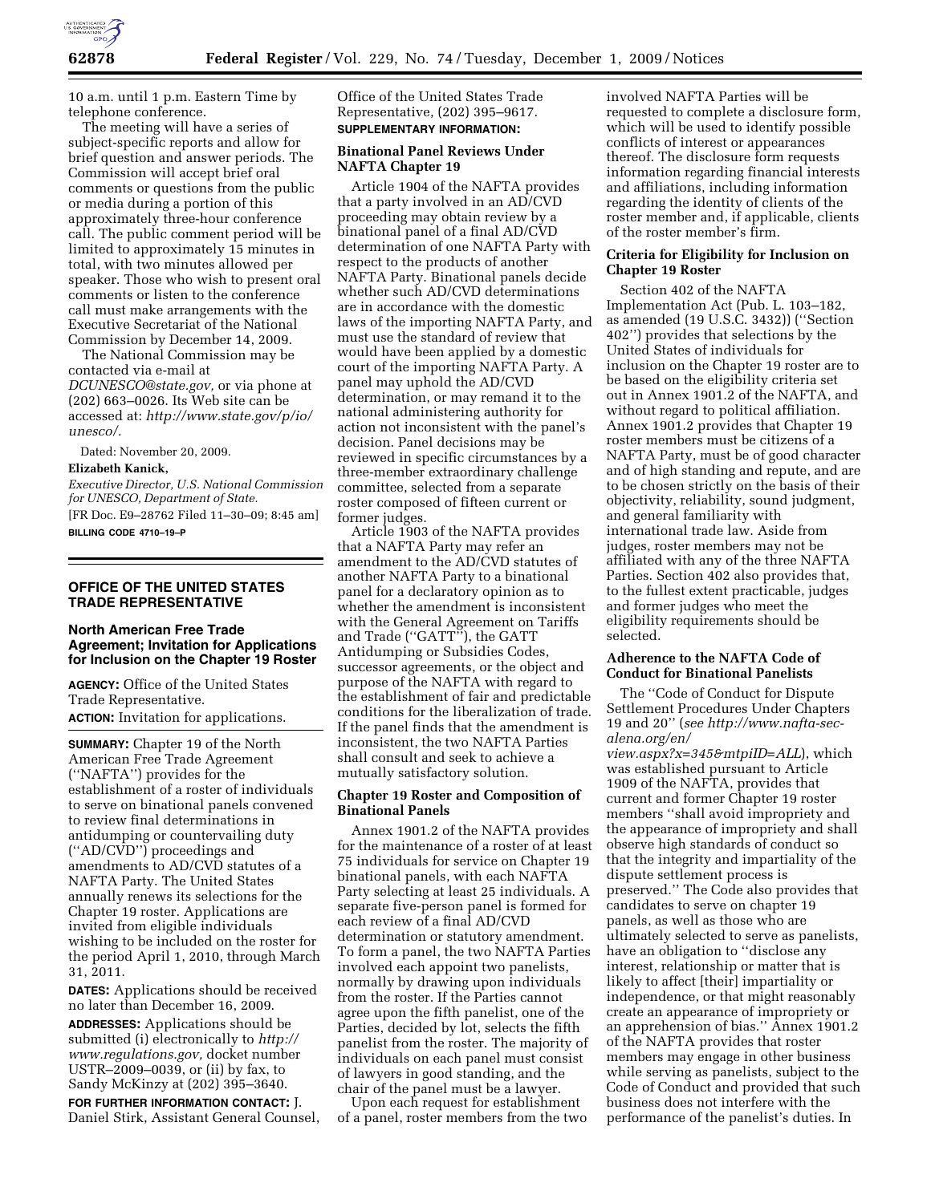10 a.m. until 1 p.m. Eastern Time by telephone conference.

The meeting will have a series of subject-specific reports and allow for brief question and answer periods. The Commission will accept brief oral comments or questions from the public or media during a portion of this approximately three-hour conference call. The public comment period will be limited to approximately 15 minutes in total, with two minutes allowed per speaker. Those who wish to present oral comments or listen to the conference call must make arrangements with the Executive Secretariat of the National Commission by December 14, 2009.

The National Commission may be contacted via e-mail at *DCUNESCO@state.gov*, or via phone at (202) 663–0026. Its Web site can be accessed at: *http://www.state.gov/p/io/unesco/*.

Dated: November 20, 2009.

**Elizabeth Kanick,**

*Executive Director, U.S. National Commission for UNESCO, Department of State.*

[FR Doc. E9–28762 Filed 11–30–09; 8:45 am]

**BILLING CODE 4710–19–P**

## OFFICE OF THE UNITED STATES TRADE REPRESENTATIVE

### North American Free Trade Agreement; Invitation for Applications for Inclusion on the Chapter 19 Roster

**AGENCY:** Office of the United States Trade Representative.

**ACTION:** Invitation for applications.

**SUMMARY:** Chapter 19 of the North American Free Trade Agreement (''NAFTA'') provides for the establishment of a roster of individuals to serve on binational panels convened to review final determinations in antidumping or countervailing duty (''AD/CVD'') proceedings and amendments to AD/CVD statutes of a NAFTA Party. The United States annually renews its selections for the Chapter 19 roster. Applications are invited from eligible individuals wishing to be included on the roster for the period April 1, 2010, through March 31, 2011.

**DATES:** Applications should be received no later than December 16, 2009.

**ADDRESSES:** Applications should be submitted (i) electronically to *http://www.regulations.gov,* docket number USTR–2009–0039, or (ii) by fax, to Sandy McKinzy at (202) 395–3640.

**FOR FURTHER INFORMATION CONTACT:** J. Daniel Stirk, Assistant General Counsel, Office of the United States Trade Representative, (202) 395–9617.

**SUPPLEMENTARY INFORMATION:**

#### Binational Panel Reviews Under NAFTA Chapter 19

Article 1904 of the NAFTA provides that a party involved in an AD/CVD proceeding may obtain review by a binational panel of a final AD/CVD determination of one NAFTA Party with respect to the products of another NAFTA Party. Binational panels decide whether such AD/CVD determinations are in accordance with the domestic laws of the importing NAFTA Party, and must use the standard of review that would have been applied by a domestic court of the importing NAFTA Party. A panel may uphold the AD/CVD determination, or may remand it to the national administering authority for action not inconsistent with the panel's decision. Panel decisions may be reviewed in specific circumstances by a three-member extraordinary challenge committee, selected from a separate roster composed of fifteen current or former judges.

Article 1903 of the NAFTA provides that a NAFTA Party may refer an amendment to the AD/CVD statutes of another NAFTA Party to a binational panel for a declaratory opinion as to whether the amendment is inconsistent with the General Agreement on Tariffs and Trade (''GATT''), the GATT Antidumping or Subsidies Codes, successor agreements, or the object and purpose of the NAFTA with regard to the establishment of fair and predictable conditions for the liberalization of trade. If the panel finds that the amendment is inconsistent, the two NAFTA Parties shall consult and seek to achieve a mutually satisfactory solution.

#### Chapter 19 Roster and Composition of Binational Panels

Annex 1901.2 of the NAFTA provides for the maintenance of a roster of at least 75 individuals for service on Chapter 19 binational panels, with each NAFTA Party selecting at least 25 individuals. A separate five-person panel is formed for each review of a final AD/CVD determination or statutory amendment. To form a panel, the two NAFTA Parties involved each appoint two panelists, normally by drawing upon individuals from the roster. If the Parties cannot agree upon the fifth panelist, one of the Parties, decided by lot, selects the fifth panelist from the roster. The majority of individuals on each panel must consist of lawyers in good standing, and the chair of the panel must be a lawyer.

Upon each request for establishment of a panel, roster members from the two involved NAFTA Parties will be requested to complete a disclosure form, which will be used to identify possible conflicts of interest or appearances thereof. The disclosure form requests information regarding financial interests and affiliations, including information regarding the identity of clients of the roster member and, if applicable, clients of the roster member's firm.

#### Criteria for Eligibility for Inclusion on Chapter 19 Roster

Section 402 of the NAFTA Implementation Act (Pub. L. 103–182, as amended (19 U.S.C. 3432)) (''Section 402'') provides that selections by the United States of individuals for inclusion on the Chapter 19 roster are to be based on the eligibility criteria set out in Annex 1901.2 of the NAFTA, and without regard to political affiliation. Annex 1901.2 provides that Chapter 19 roster members must be citizens of a NAFTA Party, must be of good character and of high standing and repute, and are to be chosen strictly on the basis of their objectivity, reliability, sound judgment, and general familiarity with international trade law. Aside from judges, roster members may not be affiliated with any of the three NAFTA Parties. Section 402 also provides that, to the fullest extent practicable, judges and former judges who meet the eligibility requirements should be selected.

#### Adherence to the NAFTA Code of Conduct for Binational Panelists

The ''Code of Conduct for Dispute Settlement Procedures Under Chapters 19 and 20'' (*see http://www.nafta-sec-alena.org/en/view.aspx?x=345&mtpiID=ALL*), which was established pursuant to Article 1909 of the NAFTA, provides that current and former Chapter 19 roster members ''shall avoid impropriety and the appearance of impropriety and shall observe high standards of conduct so that the integrity and impartiality of the dispute settlement process is preserved.'' The Code also provides that candidates to serve on chapter 19 panels, as well as those who are ultimately selected to serve as panelists, have an obligation to ''disclose any interest, relationship or matter that is likely to affect [their] impartiality or independence, or that might reasonably create an appearance of impropriety or an apprehension of bias.'' Annex 1901.2 of the NAFTA provides that roster members may engage in other business while serving as panelists, subject to the Code of Conduct and provided that such business does not interfere with the performance of the panelist's duties. In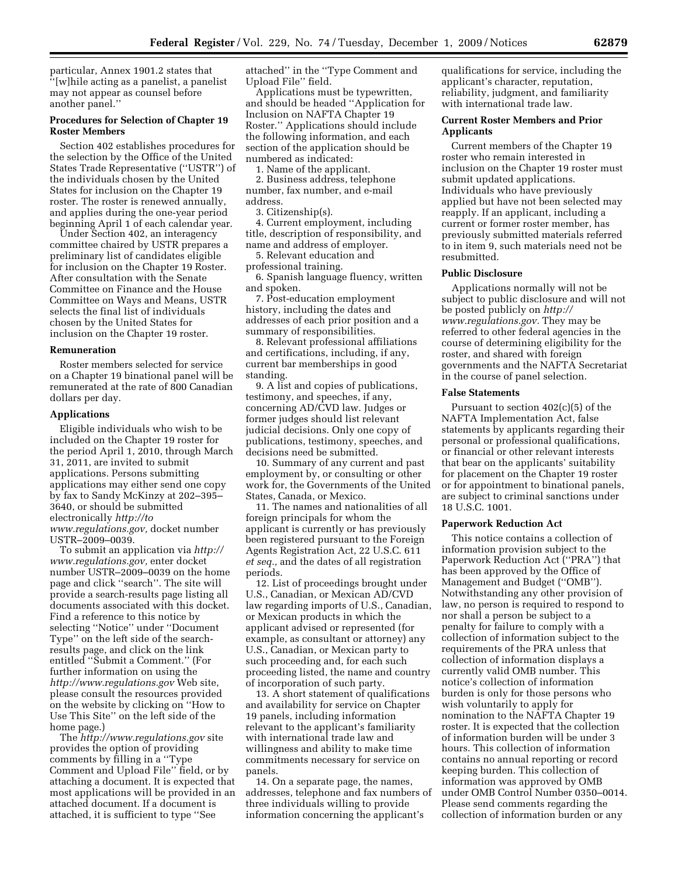particular, Annex 1901.2 states that "[w]hile acting as a panelist, a panelist may not appear as counsel before another panel."

### Procedures for Selection of Chapter 19 Roster Members

Section 402 establishes procedures for the selection by the Office of the United States Trade Representative ("USTR") of the individuals chosen by the United States for inclusion on the Chapter 19 roster. The roster is renewed annually, and applies during the one-year period beginning April 1 of each calendar year.

Under Section 402, an interagency committee chaired by USTR prepares a preliminary list of candidates eligible for inclusion on the Chapter 19 Roster. After consultation with the Senate Committee on Finance and the House Committee on Ways and Means, USTR selects the final list of individuals chosen by the United States for inclusion on the Chapter 19 roster.

### Remuneration

Roster members selected for service on a Chapter 19 binational panel will be remunerated at the rate of 800 Canadian dollars per day.

### Applications

Eligible individuals who wish to be included on the Chapter 19 roster for the period April 1, 2010, through March 31, 2011, are invited to submit applications. Persons submitting applications may either send one copy by fax to Sandy McKinzy at 202–395–3640, or should be submitted electronically *http://to www.regulations.gov,* docket number USTR–2009–0039.

To submit an application via *http://www.regulations.gov,* enter docket number USTR–2009–0039 on the home page and click "search". The site will provide a search-results page listing all documents associated with this docket. Find a reference to this notice by selecting "Notice" under "Document Type" on the left side of the search-results page, and click on the link entitled "Submit a Comment." (For further information on using the *http://www.regulations.gov* Web site, please consult the resources provided on the website by clicking on "How to Use This Site" on the left side of the home page.)

The *http://www.regulations.gov* site provides the option of providing comments by filling in a "Type Comment and Upload File" field, or by attaching a document. It is expected that most applications will be provided in an attached document. If a document is attached, it is sufficient to type "See attached" in the "Type Comment and Upload File" field.

Applications must be typewritten, and should be headed "Application for Inclusion on NAFTA Chapter 19 Roster." Applications should include the following information, and each section of the application should be numbered as indicated:

1. Name of the applicant.
2. Business address, telephone number, fax number, and e-mail address.
3. Citizenship(s).
4. Current employment, including title, description of responsibility, and name and address of employer.
5. Relevant education and professional training.
6. Spanish language fluency, written and spoken.
7. Post-education employment history, including the dates and addresses of each prior position and a summary of responsibilities.
8. Relevant professional affiliations and certifications, including, if any, current bar memberships in good standing.
9. A list and copies of publications, testimony, and speeches, if any, concerning AD/CVD law. Judges or former judges should list relevant judicial decisions. Only one copy of publications, testimony, speeches, and decisions need be submitted.
10. Summary of any current and past employment by, or consulting or other work for, the Governments of the United States, Canada, or Mexico.
11. The names and nationalities of all foreign principals for whom the applicant is currently or has previously been registered pursuant to the Foreign Agents Registration Act, 22 U.S.C. 611 *et seq.,* and the dates of all registration periods.
12. List of proceedings brought under U.S., Canadian, or Mexican AD/CVD law regarding imports of U.S., Canadian, or Mexican products in which the applicant advised or represented (for example, as consultant or attorney) any U.S., Canadian, or Mexican party to such proceeding and, for each such proceeding listed, the name and country of incorporation of such party.
13. A short statement of qualifications and availability for service on Chapter 19 panels, including information relevant to the applicant's familiarity with international trade law and willingness and ability to make time commitments necessary for service on panels.
14. On a separate page, the names, addresses, telephone and fax numbers of three individuals willing to provide information concerning the applicant's qualifications for service, including the applicant's character, reputation, reliability, judgment, and familiarity with international trade law.

### Current Roster Members and Prior Applicants

Current members of the Chapter 19 roster who remain interested in inclusion on the Chapter 19 roster must submit updated applications. Individuals who have previously applied but have not been selected may reapply. If an applicant, including a current or former roster member, has previously submitted materials referred to in item 9, such materials need not be resubmitted.

### Public Disclosure

Applications normally will not be subject to public disclosure and will not be posted publicly on *http://www.regulations.gov.* They may be referred to other federal agencies in the course of determining eligibility for the roster, and shared with foreign governments and the NAFTA Secretariat in the course of panel selection.

### False Statements

Pursuant to section 402(c)(5) of the NAFTA Implementation Act, false statements by applicants regarding their personal or professional qualifications, or financial or other relevant interests that bear on the applicants' suitability for placement on the Chapter 19 roster or for appointment to binational panels, are subject to criminal sanctions under 18 U.S.C. 1001.

### Paperwork Reduction Act

This notice contains a collection of information provision subject to the Paperwork Reduction Act ("PRA") that has been approved by the Office of Management and Budget ("OMB"). Notwithstanding any other provision of law, no person is required to respond to nor shall a person be subject to a penalty for failure to comply with a collection of information subject to the requirements of the PRA unless that collection of information displays a currently valid OMB number. This notice's collection of information burden is only for those persons who wish voluntarily to apply for nomination to the NAFTA Chapter 19 roster. It is expected that the collection of information burden will be under 3 hours. This collection of information contains no annual reporting or record keeping burden. This collection of information was approved by OMB under OMB Control Number 0350–0014. Please send comments regarding the collection of information burden or any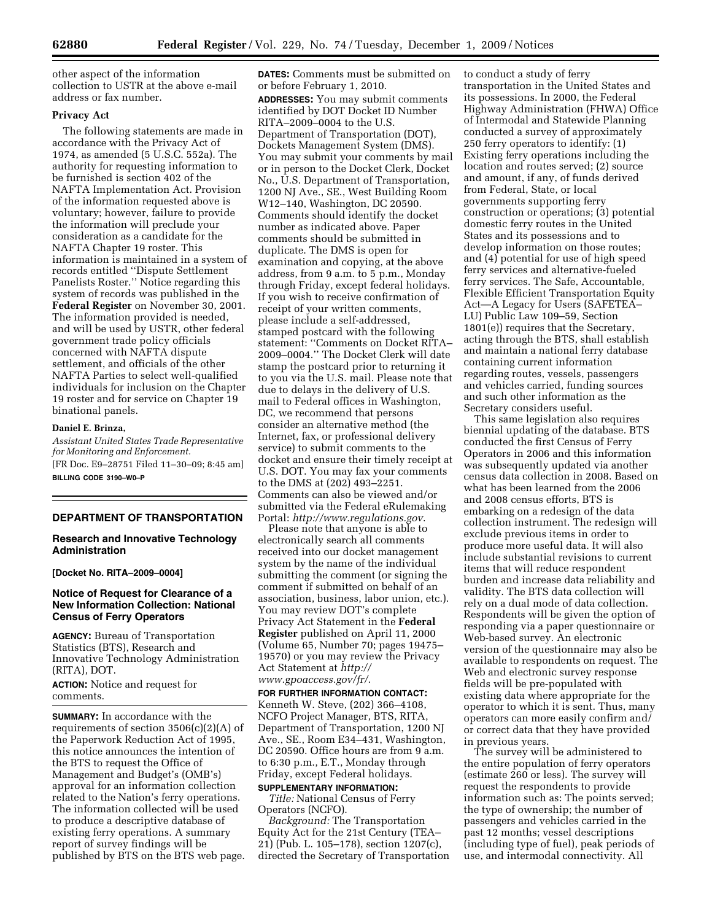other aspect of the information collection to USTR at the above e-mail address or fax number.

**Privacy Act**

The following statements are made in accordance with the Privacy Act of 1974, as amended (5 U.S.C. 552a). The authority for requesting information to be furnished is section 402 of the NAFTA Implementation Act. Provision of the information requested above is voluntary; however, failure to provide the information will preclude your consideration as a candidate for the NAFTA Chapter 19 roster. This information is maintained in a system of records entitled ''Dispute Settlement Panelists Roster.'' Notice regarding this system of records was published in the **Federal Register** on November 30, 2001. The information provided is needed, and will be used by USTR, other federal government trade policy officials concerned with NAFTA dispute settlement, and officials of the other NAFTA Parties to select well-qualified individuals for inclusion on the Chapter 19 roster and for service on Chapter 19 binational panels.

**Daniel E. Brinza,**

*Assistant United States Trade Representative for Monitoring and Enforcement.*

[FR Doc. E9–28751 Filed 11–30–09; 8:45 am]

**BILLING CODE 3190–W0–P**

## DEPARTMENT OF TRANSPORTATION

### Research and Innovative Technology Administration

**[Docket No. RITA–2009–0004]**

### Notice of Request for Clearance of a New Information Collection: National Census of Ferry Operators

**AGENCY:** Bureau of Transportation Statistics (BTS), Research and Innovative Technology Administration (RITA), DOT.

**ACTION:** Notice and request for comments.

**SUMMARY:** In accordance with the requirements of section 3506(c)(2)(A) of the Paperwork Reduction Act of 1995, this notice announces the intention of the BTS to request the Office of Management and Budget's (OMB's) approval for an information collection related to the Nation's ferry operations. The information collected will be used to produce a descriptive database of existing ferry operations. A summary report of survey findings will be published by BTS on the BTS web page.

**DATES:** Comments must be submitted on or before February 1, 2010.

**ADDRESSES:** You may submit comments identified by DOT Docket ID Number RITA–2009–0004 to the U.S. Department of Transportation (DOT), Dockets Management System (DMS). You may submit your comments by mail or in person to the Docket Clerk, Docket No., U.S. Department of Transportation, 1200 NJ Ave., SE., West Building Room W12–140, Washington, DC 20590. Comments should identify the docket number as indicated above. Paper comments should be submitted in duplicate. The DMS is open for examination and copying, at the above address, from 9 a.m. to 5 p.m., Monday through Friday, except federal holidays. If you wish to receive confirmation of receipt of your written comments, please include a self-addressed, stamped postcard with the following statement: ''Comments on Docket RITA–2009–0004.'' The Docket Clerk will date stamp the postcard prior to returning it to you via the U.S. mail. Please note that due to delays in the delivery of U.S. mail to Federal offices in Washington, DC, we recommend that persons consider an alternative method (the Internet, fax, or professional delivery service) to submit comments to the docket and ensure their timely receipt at U.S. DOT. You may fax your comments to the DMS at (202) 493–2251. Comments can also be viewed and/or submitted via the Federal eRulemaking Portal: *http://www.regulations.gov*.

Please note that anyone is able to electronically search all comments received into our docket management system by the name of the individual submitting the comment (or signing the comment if submitted on behalf of an association, business, labor union, etc.). You may review DOT's complete Privacy Act Statement in the **Federal Register** published on April 11, 2000 (Volume 65, Number 70; pages 19475–19570) or you may review the Privacy Act Statement at *http://www.gpoaccess.gov/fr/*.

**FOR FURTHER INFORMATION CONTACT:** Kenneth W. Steve, (202) 366–4108, NCFO Project Manager, BTS, RITA, Department of Transportation, 1200 NJ Ave., SE., Room E34–431, Washington, DC 20590. Office hours are from 9 a.m. to 6:30 p.m., E.T., Monday through Friday, except Federal holidays.

**SUPPLEMENTARY INFORMATION:**

*Title:* National Census of Ferry Operators (NCFO).

*Background:* The Transportation Equity Act for the 21st Century (TEA–21) (Pub. L. 105–178), section 1207(c), directed the Secretary of Transportation to conduct a study of ferry transportation in the United States and its possessions. In 2000, the Federal Highway Administration (FHWA) Office of Intermodal and Statewide Planning conducted a survey of approximately 250 ferry operators to identify: (1) Existing ferry operations including the location and routes served; (2) source and amount, if any, of funds derived from Federal, State, or local governments supporting ferry construction or operations; (3) potential domestic ferry routes in the United States and its possessions and to develop information on those routes; and (4) potential for use of high speed ferry services and alternative-fueled ferry services. The Safe, Accountable, Flexible Efficient Transportation Equity Act—A Legacy for Users (SAFETEA–LU) Public Law 109–59, Section 1801(e)) requires that the Secretary, acting through the BTS, shall establish and maintain a national ferry database containing current information regarding routes, vessels, passengers and vehicles carried, funding sources and such other information as the Secretary considers useful.

This same legislation also requires biennial updating of the database. BTS conducted the first Census of Ferry Operators in 2006 and this information was subsequently updated via another census data collection in 2008. Based on what has been learned from the 2006 and 2008 census efforts, BTS is embarking on a redesign of the data collection instrument. The redesign will exclude previous items in order to produce more useful data. It will also include substantial revisions to current items that will reduce respondent burden and increase data reliability and validity. The BTS data collection will rely on a dual mode of data collection. Respondents will be given the option of responding via a paper questionnaire or Web-based survey. An electronic version of the questionnaire may also be available to respondents on request. The Web and electronic survey response fields will be pre-populated with existing data where appropriate for the operator to which it is sent. Thus, many operators can more easily confirm and/or correct data that they have provided in previous years.

The survey will be administered to the entire population of ferry operators (estimate 260 or less). The survey will request the respondents to provide information such as: The points served; the type of ownership; the number of passengers and vehicles carried in the past 12 months; vessel descriptions (including type of fuel), peak periods of use, and intermodal connectivity. All